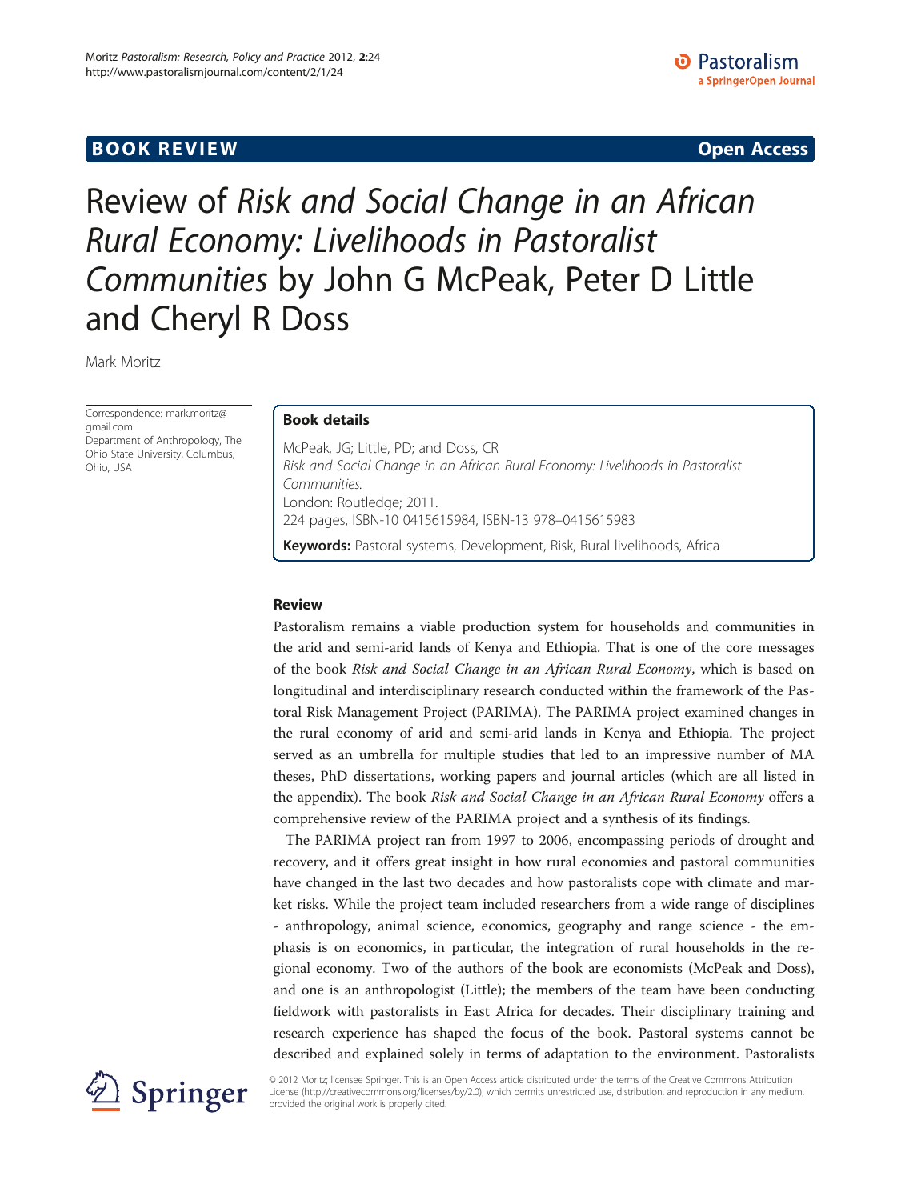BOOK REVIEW Open Access

# Review of *Risk and Social Change in an African Rural Economy: Livelihoods in Pastoralist Communities* by John G McPeak, Peter D Little and Cheryl R Doss

Mark Moritz

Correspondence: mark.moritz@gmail.com
Department of Anthropology, The Ohio State University, Columbus, Ohio, USA

**Book details**

McPeak, JG; Little, PD; and Doss, CR
*Risk and Social Change in an African Rural Economy: Livelihoods in Pastoralist Communities.*
London: Routledge; 2011.
224 pages, ISBN-10 0415615984, ISBN-13 978–0415615983

**Keywords:** Pastoral systems, Development, Risk, Rural livelihoods, Africa

## Review

Pastoralism remains a viable production system for households and communities in the arid and semi-arid lands of Kenya and Ethiopia. That is one of the core messages of the book *Risk and Social Change in an African Rural Economy*, which is based on longitudinal and interdisciplinary research conducted within the framework of the Pastoral Risk Management Project (PARIMA). The PARIMA project examined changes in the rural economy of arid and semi-arid lands in Kenya and Ethiopia. The project served as an umbrella for multiple studies that led to an impressive number of MA theses, PhD dissertations, working papers and journal articles (which are all listed in the appendix). The book *Risk and Social Change in an African Rural Economy* offers a comprehensive review of the PARIMA project and a synthesis of its findings.

The PARIMA project ran from 1997 to 2006, encompassing periods of drought and recovery, and it offers great insight in how rural economies and pastoral communities have changed in the last two decades and how pastoralists cope with climate and market risks. While the project team included researchers from a wide range of disciplines - anthropology, animal science, economics, geography and range science - the emphasis is on economics, in particular, the integration of rural households in the regional economy. Two of the authors of the book are economists (McPeak and Doss), and one is an anthropologist (Little); the members of the team have been conducting fieldwork with pastoralists in East Africa for decades. Their disciplinary training and research experience has shaped the focus of the book. Pastoral systems cannot be described and explained solely in terms of adaptation to the environment. Pastoralists

© 2012 Moritz; licensee Springer. This is an Open Access article distributed under the terms of the Creative Commons Attribution License (http://creativecommons.org/licenses/by/2.0), which permits unrestricted use, distribution, and reproduction in any medium, provided the original work is properly cited.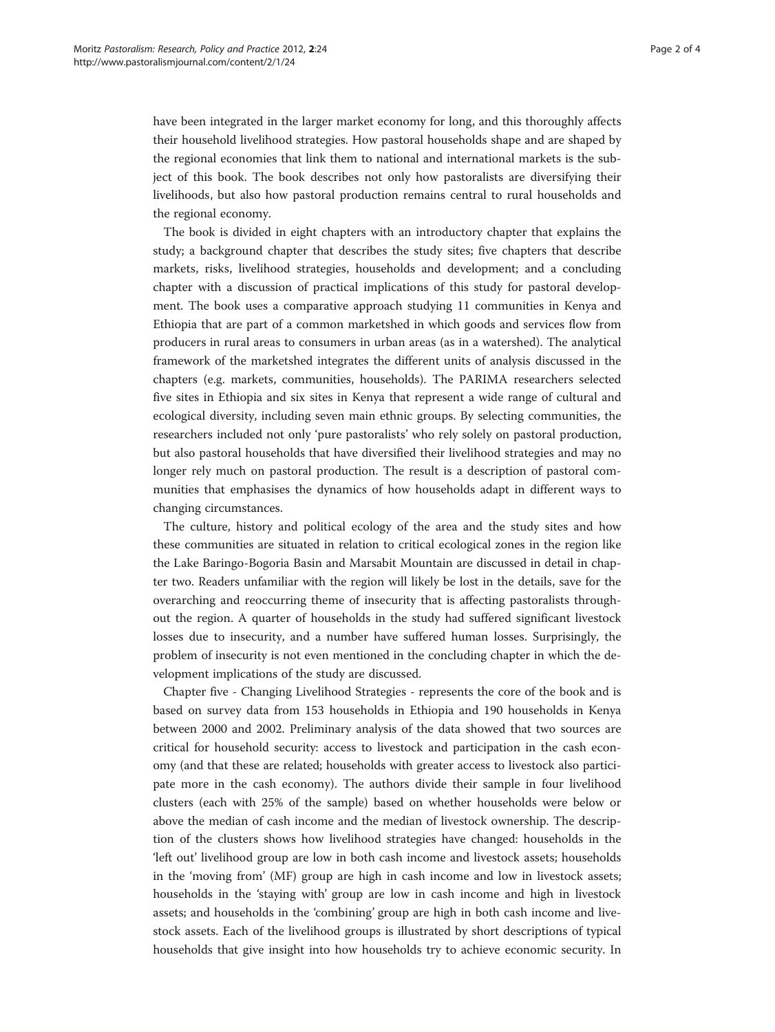have been integrated in the larger market economy for long, and this thoroughly affects their household livelihood strategies. How pastoral households shape and are shaped by the regional economies that link them to national and international markets is the subject of this book. The book describes not only how pastoralists are diversifying their livelihoods, but also how pastoral production remains central to rural households and the regional economy.

The book is divided in eight chapters with an introductory chapter that explains the study; a background chapter that describes the study sites; five chapters that describe markets, risks, livelihood strategies, households and development; and a concluding chapter with a discussion of practical implications of this study for pastoral development. The book uses a comparative approach studying 11 communities in Kenya and Ethiopia that are part of a common marketshed in which goods and services flow from producers in rural areas to consumers in urban areas (as in a watershed). The analytical framework of the marketshed integrates the different units of analysis discussed in the chapters (e.g. markets, communities, households). The PARIMA researchers selected five sites in Ethiopia and six sites in Kenya that represent a wide range of cultural and ecological diversity, including seven main ethnic groups. By selecting communities, the researchers included not only 'pure pastoralists' who rely solely on pastoral production, but also pastoral households that have diversified their livelihood strategies and may no longer rely much on pastoral production. The result is a description of pastoral communities that emphasises the dynamics of how households adapt in different ways to changing circumstances.

The culture, history and political ecology of the area and the study sites and how these communities are situated in relation to critical ecological zones in the region like the Lake Baringo-Bogoria Basin and Marsabit Mountain are discussed in detail in chapter two. Readers unfamiliar with the region will likely be lost in the details, save for the overarching and reoccurring theme of insecurity that is affecting pastoralists throughout the region. A quarter of households in the study had suffered significant livestock losses due to insecurity, and a number have suffered human losses. Surprisingly, the problem of insecurity is not even mentioned in the concluding chapter in which the development implications of the study are discussed.

Chapter five - Changing Livelihood Strategies - represents the core of the book and is based on survey data from 153 households in Ethiopia and 190 households in Kenya between 2000 and 2002. Preliminary analysis of the data showed that two sources are critical for household security: access to livestock and participation in the cash economy (and that these are related; households with greater access to livestock also participate more in the cash economy). The authors divide their sample in four livelihood clusters (each with 25% of the sample) based on whether households were below or above the median of cash income and the median of livestock ownership. The description of the clusters shows how livelihood strategies have changed: households in the 'left out' livelihood group are low in both cash income and livestock assets; households in the 'moving from' (MF) group are high in cash income and low in livestock assets; households in the 'staying with' group are low in cash income and high in livestock assets; and households in the 'combining' group are high in both cash income and livestock assets. Each of the livelihood groups is illustrated by short descriptions of typical households that give insight into how households try to achieve economic security. In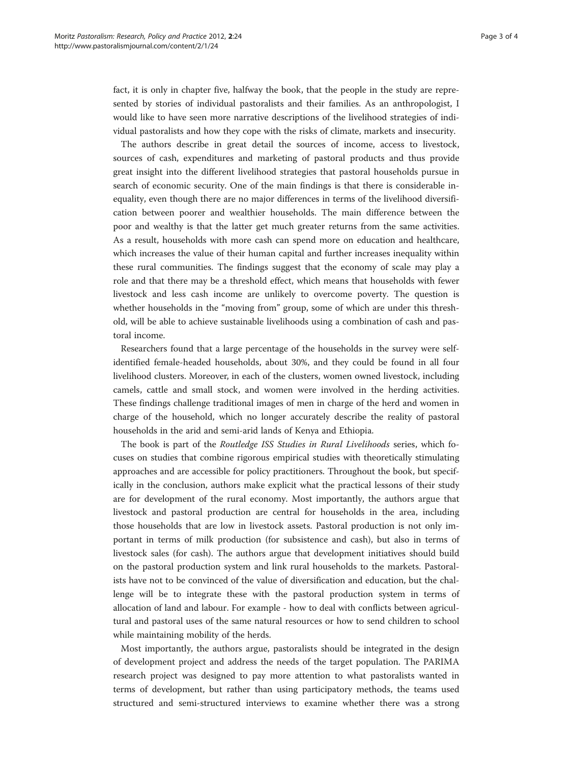fact, it is only in chapter five, halfway the book, that the people in the study are represented by stories of individual pastoralists and their families. As an anthropologist, I would like to have seen more narrative descriptions of the livelihood strategies of individual pastoralists and how they cope with the risks of climate, markets and insecurity.

The authors describe in great detail the sources of income, access to livestock, sources of cash, expenditures and marketing of pastoral products and thus provide great insight into the different livelihood strategies that pastoral households pursue in search of economic security. One of the main findings is that there is considerable inequality, even though there are no major differences in terms of the livelihood diversification between poorer and wealthier households. The main difference between the poor and wealthy is that the latter get much greater returns from the same activities. As a result, households with more cash can spend more on education and healthcare, which increases the value of their human capital and further increases inequality within these rural communities. The findings suggest that the economy of scale may play a role and that there may be a threshold effect, which means that households with fewer livestock and less cash income are unlikely to overcome poverty. The question is whether households in the "moving from" group, some of which are under this threshold, will be able to achieve sustainable livelihoods using a combination of cash and pastoral income.

Researchers found that a large percentage of the households in the survey were self-identified female-headed households, about 30%, and they could be found in all four livelihood clusters. Moreover, in each of the clusters, women owned livestock, including camels, cattle and small stock, and women were involved in the herding activities. These findings challenge traditional images of men in charge of the herd and women in charge of the household, which no longer accurately describe the reality of pastoral households in the arid and semi-arid lands of Kenya and Ethiopia.

The book is part of the *Routledge ISS Studies in Rural Livelihoods* series, which focuses on studies that combine rigorous empirical studies with theoretically stimulating approaches and are accessible for policy practitioners. Throughout the book, but specifically in the conclusion, authors make explicit what the practical lessons of their study are for development of the rural economy. Most importantly, the authors argue that livestock and pastoral production are central for households in the area, including those households that are low in livestock assets. Pastoral production is not only important in terms of milk production (for subsistence and cash), but also in terms of livestock sales (for cash). The authors argue that development initiatives should build on the pastoral production system and link rural households to the markets. Pastoralists have not to be convinced of the value of diversification and education, but the challenge will be to integrate these with the pastoral production system in terms of allocation of land and labour. For example - how to deal with conflicts between agricultural and pastoral uses of the same natural resources or how to send children to school while maintaining mobility of the herds.

Most importantly, the authors argue, pastoralists should be integrated in the design of development project and address the needs of the target population. The PARIMA research project was designed to pay more attention to what pastoralists wanted in terms of development, but rather than using participatory methods, the teams used structured and semi-structured interviews to examine whether there was a strong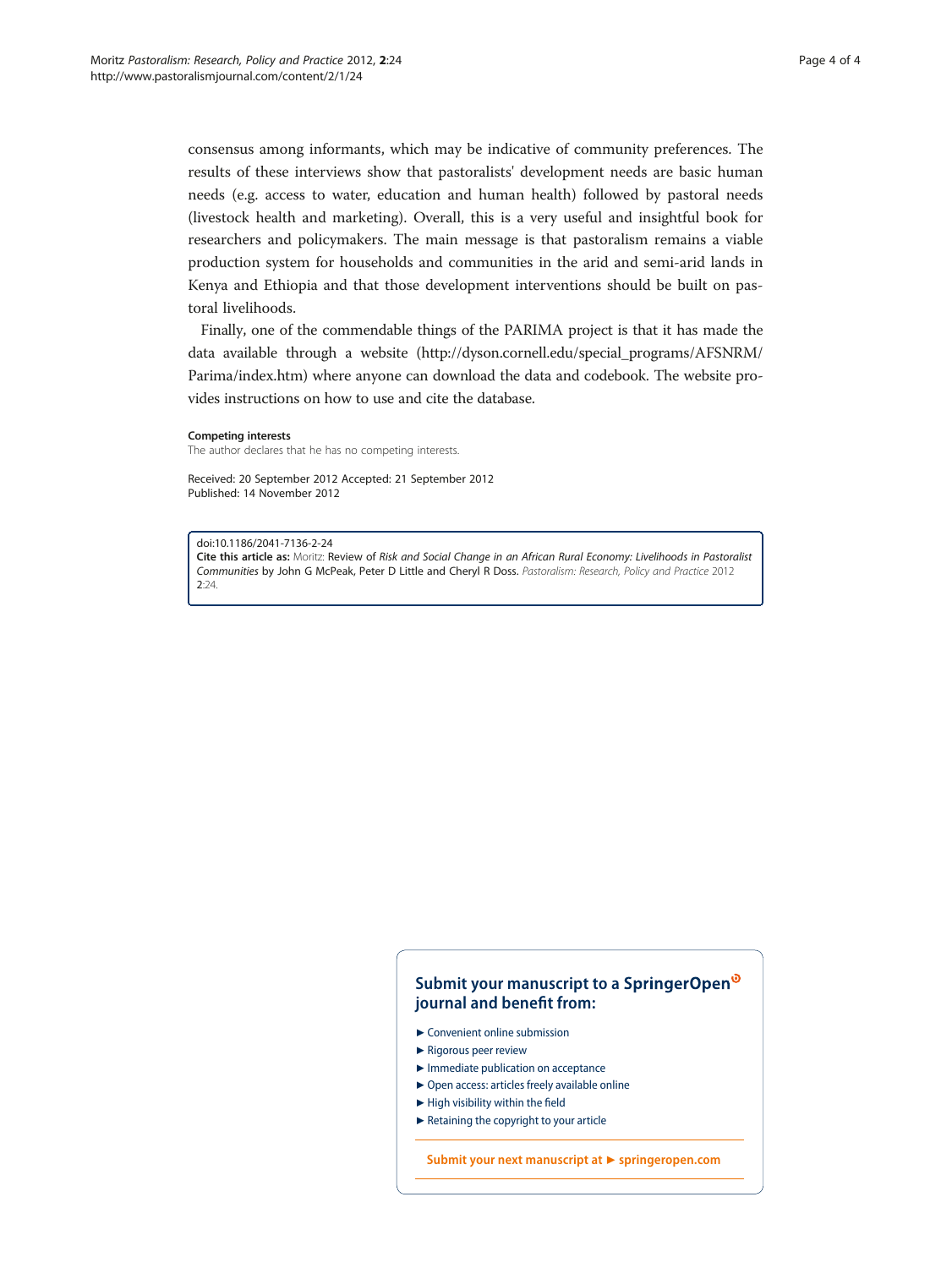consensus among informants, which may be indicative of community preferences. The results of these interviews show that pastoralists' development needs are basic human needs (e.g. access to water, education and human health) followed by pastoral needs (livestock health and marketing). Overall, this is a very useful and insightful book for researchers and policymakers. The main message is that pastoralism remains a viable production system for households and communities in the arid and semi-arid lands in Kenya and Ethiopia and that those development interventions should be built on pastoral livelihoods.

Finally, one of the commendable things of the PARIMA project is that it has made the data available through a website (http://dyson.cornell.edu/special_programs/AFSNRM/Parima/index.htm) where anyone can download the data and codebook. The website provides instructions on how to use and cite the database.

**Competing interests**
The author declares that he has no competing interests.

Received: 20 September 2012 Accepted: 21 September 2012
Published: 14 November 2012

doi:10.1186/2041-7136-2-24
**Cite this article as:** Moritz: Review of *Risk and Social Change in an African Rural Economy: Livelihoods in Pastoralist Communities* by John G McPeak, Peter D Little and Cheryl R Doss. *Pastoralism: Research, Policy and Practice* 2012 2:24.

**Submit your manuscript to a SpringerOpen journal and benefit from:**

- ► Convenient online submission
- ► Rigorous peer review
- ► Immediate publication on acceptance
- ► Open access: articles freely available online
- ► High visibility within the field
- ► Retaining the copyright to your article

**Submit your next manuscript at ► springeropen.com**